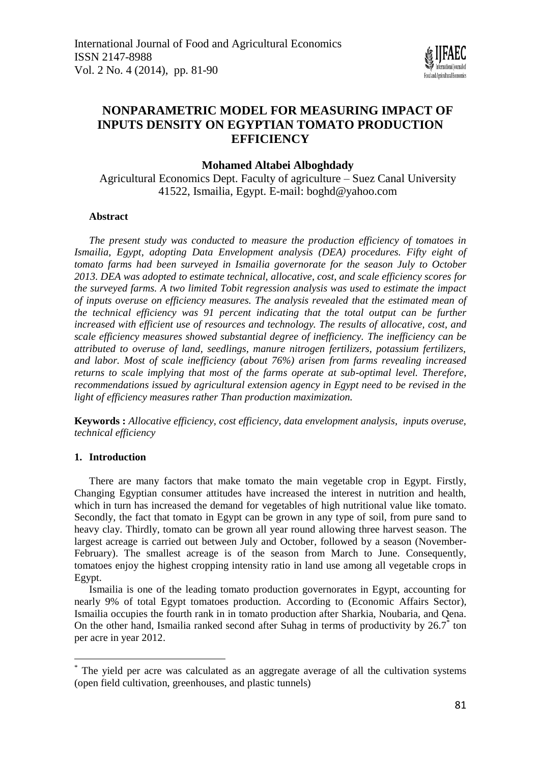# NONPARAMETRIC MODEL FOR MEASURING IMPACT OF INPUTS DENSITY ON EGYPTIAN TOMATO PRODUCTION EFFICIENCY

**Mohamed Altabei Alboghdady**

Agricultural Economics Dept. Faculty of agriculture – Suez Canal University 41522, Ismailia, Egypt. E-mail: boghd@yahoo.com

**Abstract**

*The present study was conducted to measure the production efficiency of tomatoes in Ismailia, Egypt, adopting Data Envelopment analysis (DEA) procedures. Fifty eight of tomato farms had been surveyed in Ismailia governorate for the season July to October 2013. DEA was adopted to estimate technical, allocative, cost, and scale efficiency scores for the surveyed farms. A two limited Tobit regression analysis was used to estimate the impact of inputs overuse on efficiency measures. The analysis revealed that the estimated mean of the technical efficiency was 91 percent indicating that the total output can be further increased with efficient use of resources and technology. The results of allocative, cost, and scale efficiency measures showed substantial degree of inefficiency. The inefficiency can be attributed to overuse of land, seedlings, manure nitrogen fertilizers, potassium fertilizers, and labor. Most of scale inefficiency (about 76%) arisen from farms revealing increased returns to scale implying that most of the farms operate at sub-optimal level. Therefore, recommendations issued by agricultural extension agency in Egypt need to be revised in the light of efficiency measures rather Than production maximization.*

**Keywords :** *Allocative efficiency, cost efficiency, data envelopment analysis, inputs overuse, technical efficiency*

## 1. Introduction

There are many factors that make tomato the main vegetable crop in Egypt. Firstly, Changing Egyptian consumer attitudes have increased the interest in nutrition and health, which in turn has increased the demand for vegetables of high nutritional value like tomato. Secondly, the fact that tomato in Egypt can be grown in any type of soil, from pure sand to heavy clay. Thirdly, tomato can be grown all year round allowing three harvest season. The largest acreage is carried out between July and October, followed by a season (November-February). The smallest acreage is of the season from March to June. Consequently, tomatoes enjoy the highest cropping intensity ratio in land use among all vegetable crops in Egypt.

Ismailia is one of the leading tomato production governorates in Egypt, accounting for nearly 9% of total Egypt tomatoes production. According to (Economic Affairs Sector), Ismailia occupies the fourth rank in in tomato production after Sharkia, Noubaria, and Qena. On the other hand, Ismailia ranked second after Suhag in terms of productivity by 26.7[*] ton per acre in year 2012.

[*] The yield per acre was calculated as an aggregate average of all the cultivation systems (open field cultivation, greenhouses, and plastic tunnels)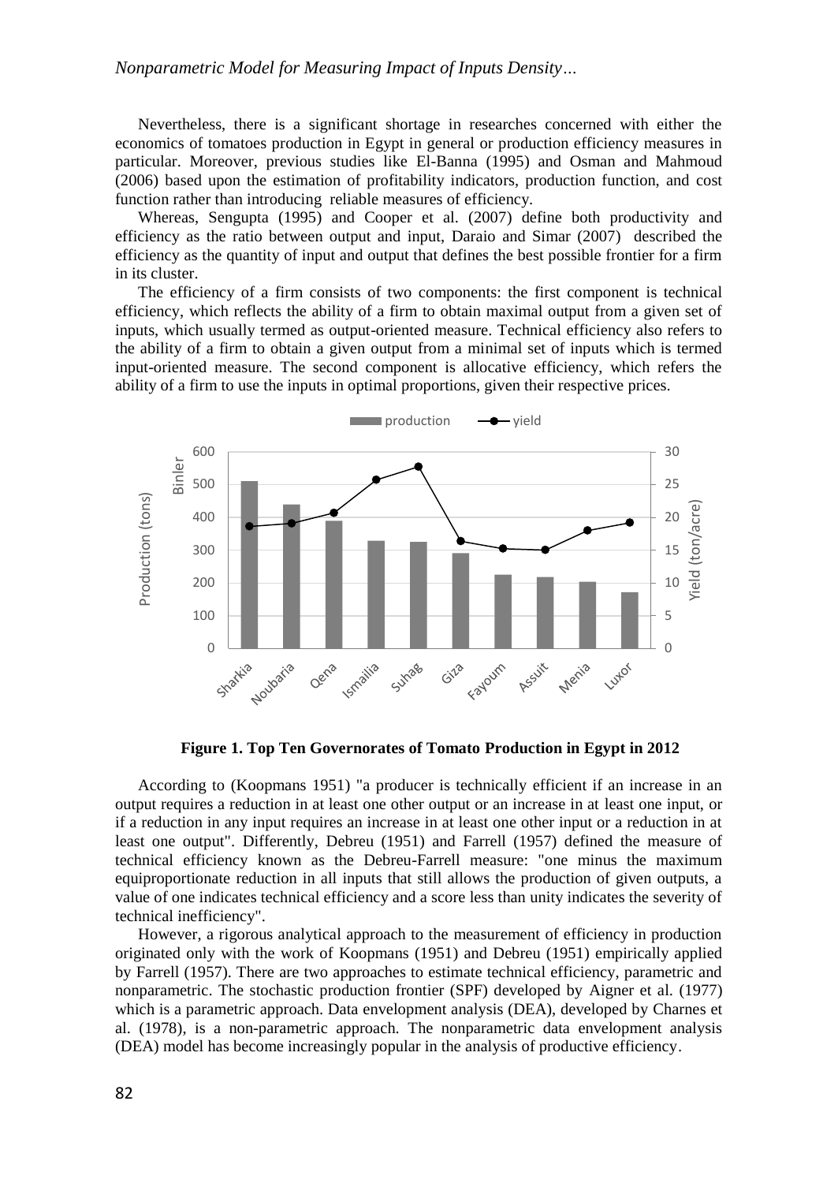Nevertheless, there is a significant shortage in researches concerned with either the economics of tomatoes production in Egypt in general or production efficiency measures in particular. Moreover, previous studies like El-Banna (1995) and Osman and Mahmoud (2006) based upon the estimation of profitability indicators, production function, and cost function rather than introducing reliable measures of efficiency.

Whereas, Sengupta (1995) and Cooper et al. (2007) define both productivity and efficiency as the ratio between output and input, Daraio and Simar (2007) described the efficiency as the quantity of input and output that defines the best possible frontier for a firm in its cluster.

The efficiency of a firm consists of two components: the first component is technical efficiency, which reflects the ability of a firm to obtain maximal output from a given set of inputs, which usually termed as output-oriented measure. Technical efficiency also refers to the ability of a firm to obtain a given output from a minimal set of inputs which is termed input-oriented measure. The second component is allocative efficiency, which refers the ability of a firm to use the inputs in optimal proportions, given their respective prices.

**Figure 1. Top Ten Governorates of Tomato Production in Egypt in 2012**

According to (Koopmans 1951) "a producer is technically efficient if an increase in an output requires a reduction in at least one other output or an increase in at least one input, or if a reduction in any input requires an increase in at least one other input or a reduction in at least one output". Differently, Debreu (1951) and Farrell (1957) defined the measure of technical efficiency known as the Debreu-Farrell measure: "one minus the maximum equiproportionate reduction in all inputs that still allows the production of given outputs, a value of one indicates technical efficiency and a score less than unity indicates the severity of technical inefficiency".

However, a rigorous analytical approach to the measurement of efficiency in production originated only with the work of Koopmans (1951) and Debreu (1951) empirically applied by Farrell (1957). There are two approaches to estimate technical efficiency, parametric and nonparametric. The stochastic production frontier (SPF) developed by Aigner et al. (1977) which is a parametric approach. Data envelopment analysis (DEA), developed by Charnes et al. (1978), is a non-parametric approach. The nonparametric data envelopment analysis (DEA) model has become increasingly popular in the analysis of productive efficiency.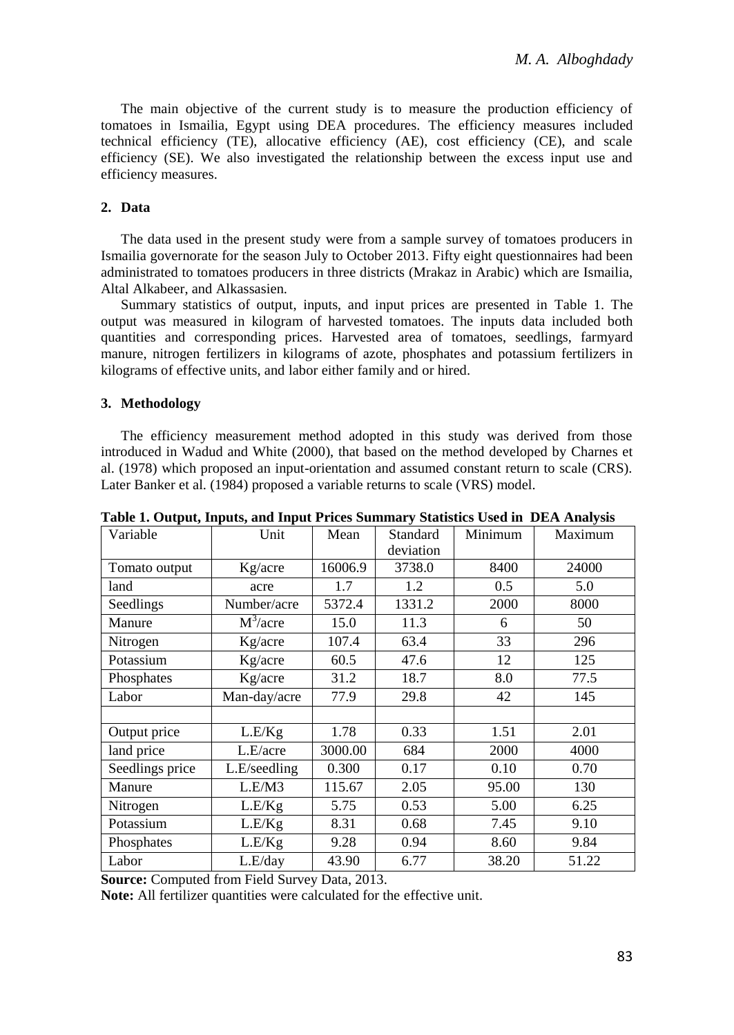The main objective of the current study is to measure the production efficiency of tomatoes in Ismailia, Egypt using DEA procedures. The efficiency measures included technical efficiency (TE), allocative efficiency (AE), cost efficiency (CE), and scale efficiency (SE). We also investigated the relationship between the excess input use and efficiency measures.

## 2. Data

The data used in the present study were from a sample survey of tomatoes producers in Ismailia governorate for the season July to October 2013. Fifty eight questionnaires had been administrated to tomatoes producers in three districts (Mrakaz in Arabic) which are Ismailia, Altal Alkabeer, and Alkassasien.

Summary statistics of output, inputs, and input prices are presented in Table 1. The output was measured in kilogram of harvested tomatoes. The inputs data included both quantities and corresponding prices. Harvested area of tomatoes, seedlings, farmyard manure, nitrogen fertilizers in kilograms of azote, phosphates and potassium fertilizers in kilograms of effective units, and labor either family and or hired.

## 3. Methodology

The efficiency measurement method adopted in this study was derived from those introduced in Wadud and White (2000), that based on the method developed by Charnes et al. (1978) which proposed an input-orientation and assumed constant return to scale (CRS). Later Banker et al. (1984) proposed a variable returns to scale (VRS) model.

**Table 1. Output, Inputs, and Input Prices Summary Statistics Used in DEA Analysis**

| Variable | Unit | Mean | Standard deviation | Minimum | Maximum |
|---|---|---|---|---|---|
| Tomato output | Kg/acre | 16006.9 | 3738.0 | 8400 | 24000 |
| land | acre | 1.7 | 1.2 | 0.5 | 5.0 |
| Seedlings | Number/acre | 5372.4 | 1331.2 | 2000 | 8000 |
| Manure | $M^3$/acre | 15.0 | 11.3 | 6 | 50 |
| Nitrogen | Kg/acre | 107.4 | 63.4 | 33 | 296 |
| Potassium | Kg/acre | 60.5 | 47.6 | 12 | 125 |
| Phosphates | Kg/acre | 31.2 | 18.7 | 8.0 | 77.5 |
| Labor | Man-day/acre | 77.9 | 29.8 | 42 | 145 |
| | | | | | |
| Output price | L.E/Kg | 1.78 | 0.33 | 1.51 | 2.01 |
| land price | L.E/acre | 3000.00 | 684 | 2000 | 4000 |
| Seedlings price | L.E/seedling | 0.300 | 0.17 | 0.10 | 0.70 |
| Manure | L.E/M3 | 115.67 | 2.05 | 95.00 | 130 |
| Nitrogen | L.E/Kg | 5.75 | 0.53 | 5.00 | 6.25 |
| Potassium | L.E/Kg | 8.31 | 0.68 | 7.45 | 9.10 |
| Phosphates | L.E/Kg | 9.28 | 0.94 | 8.60 | 9.84 |
| Labor | L.E/day | 43.90 | 6.77 | 38.20 | 51.22 |

**Source:** Computed from Field Survey Data, 2013.

**Note:** All fertilizer quantities were calculated for the effective unit.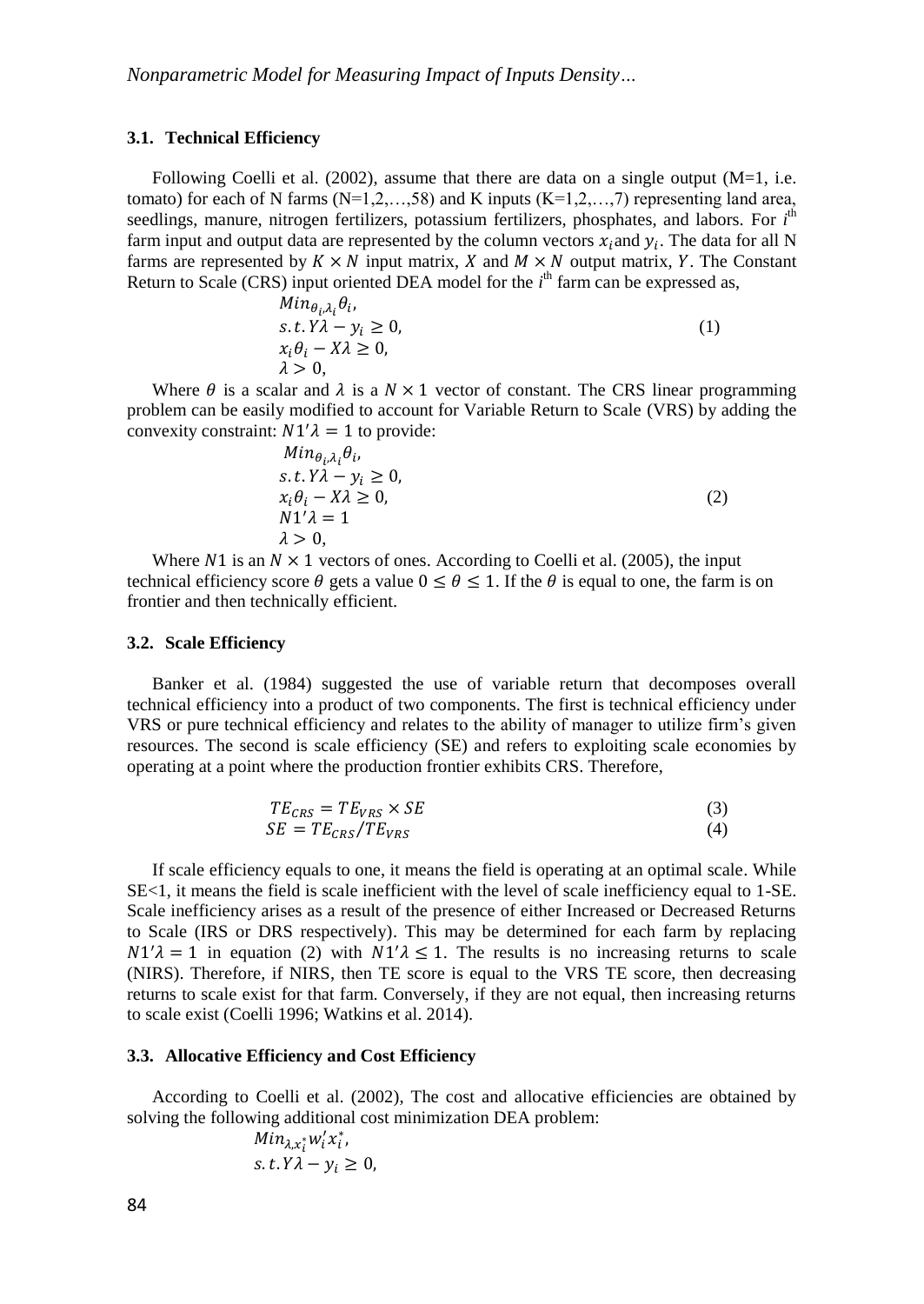### 3.1. Technical Efficiency

Following Coelli et al. (2002), assume that there are data on a single output (M=1, i.e. tomato) for each of N farms (N=1,2,…,58) and K inputs (K=1,2,…,7) representing land area, seedlings, manure, nitrogen fertilizers, potassium fertilizers, phosphates, and labors. For $i^{th}$ farm input and output data are represented by the column vectors $x_i$ and $y_i$. The data for all N farms are represented by $K \times N$ input matrix, $X$ and $M \times N$ output matrix, $Y$. The Constant Return to Scale (CRS) input oriented DEA model for the $i^{th}$ farm can be expressed as,

$$
\begin{aligned}
& Min_{\theta_i,\lambda_i}\theta_i, \\
& s.t. Y\lambda - y_i \geq 0, \\
& x_i\theta_i - X\lambda \geq 0, \\
& \lambda > 0,
\end{aligned}
\tag{1}
$$

Where $\theta$ is a scalar and $\lambda$ is a $N \times 1$ vector of constant. The CRS linear programming problem can be easily modified to account for Variable Return to Scale (VRS) by adding the convexity constraint: $N1'\lambda = 1$ to provide:

$$
\begin{aligned}
& Min_{\theta_i,\lambda_i}\theta_i, \\
& s.t. Y\lambda - y_i \geq 0, \\
& x_i\theta_i - X\lambda \geq 0, \\
& N1'\lambda = 1 \\
& \lambda > 0,
\end{aligned}
\tag{2}
$$

Where $N1$ is an $N \times 1$ vectors of ones. According to Coelli et al. (2005), the input technical efficiency score $\theta$ gets a value $0 \leq \theta \leq 1$. If the $\theta$ is equal to one, the farm is on frontier and then technically efficient.

### 3.2. Scale Efficiency

Banker et al. (1984) suggested the use of variable return that decomposes overall technical efficiency into a product of two components. The first is technical efficiency under VRS or pure technical efficiency and relates to the ability of manager to utilize firm's given resources. The second is scale efficiency (SE) and refers to exploiting scale economies by operating at a point where the production frontier exhibits CRS. Therefore,

$$
TE_{CRS} = TE_{VRS} \times SE \tag{3}
$$

$$
SE = TE_{CRS}/TE_{VRS} \tag{4}
$$

If scale efficiency equals to one, it means the field is operating at an optimal scale. While SE<1, it means the field is scale inefficient with the level of scale inefficiency equal to 1-SE. Scale inefficiency arises as a result of the presence of either Increased or Decreased Returns to Scale (IRS or DRS respectively). This may be determined for each farm by replacing $N1'\lambda = 1$ in equation (2) with $N1'\lambda \leq 1$. The results is no increasing returns to scale (NIRS). Therefore, if NIRS, then TE score is equal to the VRS TE score, then decreasing returns to scale exist for that farm. Conversely, if they are not equal, then increasing returns to scale exist (Coelli 1996; Watkins et al. 2014).

### 3.3. Allocative Efficiency and Cost Efficiency

According to Coelli et al. (2002), The cost and allocative efficiencies are obtained by solving the following additional cost minimization DEA problem:

$$
\begin{aligned}
& Min_{\lambda,x_i^*} w_i' x_i^*, \\
& s.t. Y\lambda - y_i \geq 0,
\end{aligned}
$$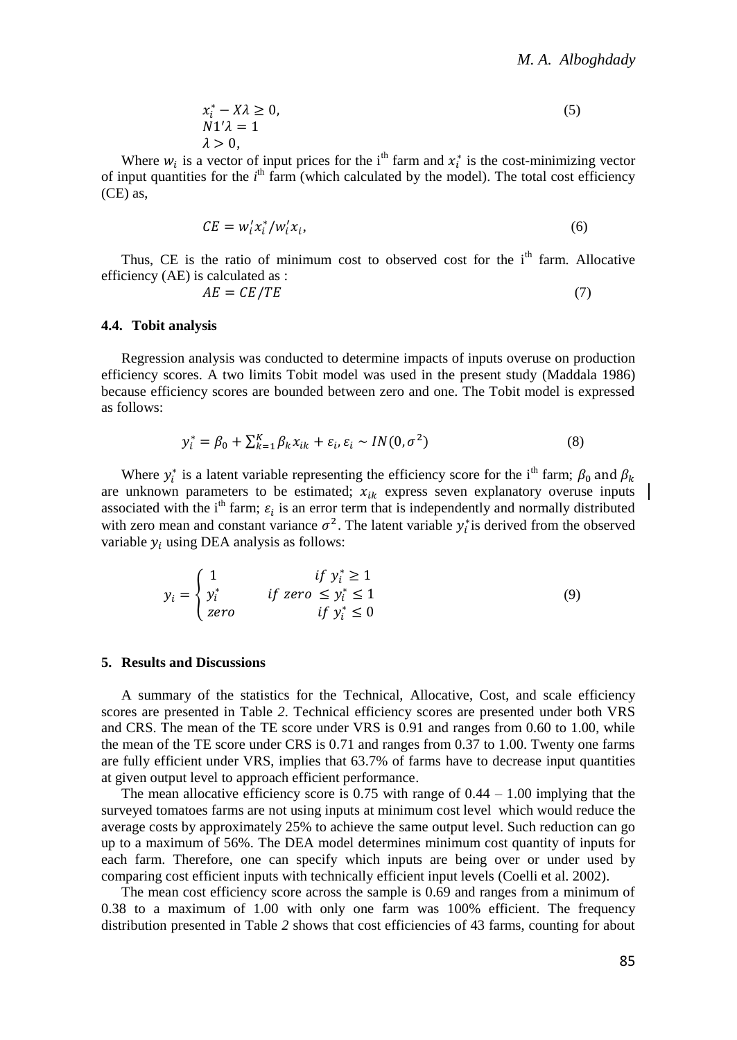$$x_i^* - X\lambda \geq 0,$$
$$N1'\lambda = 1 \qquad (5)$$
$$\lambda > 0,$$

Where $w_i$ is a vector of input prices for the i[th] farm and $x_i^*$ is the cost-minimizing vector of input quantities for the $i$[th] farm (which calculated by the model). The total cost efficiency (CE) as,

$$CE = w_i' x_i^* / w_i' x_i, \qquad (6)$$

Thus, CE is the ratio of minimum cost to observed cost for the i[th] farm. Allocative efficiency (AE) is calculated as :

$$AE = CE/TE \qquad (7)$$

### 4.4. Tobit analysis

Regression analysis was conducted to determine impacts of inputs overuse on production efficiency scores. A two limits Tobit model was used in the present study (Maddala 1986) because efficiency scores are bounded between zero and one. The Tobit model is expressed as follows:

$$y_i^* = \beta_0 + \sum_{k=1}^{K} \beta_k x_{ik} + \varepsilon_i, \varepsilon_i \sim IN(0, \sigma^2) \qquad (8)$$

Where $y_i^*$ is a latent variable representing the efficiency score for the i[th] farm; $\beta_0$ and $\beta_k$ are unknown parameters to be estimated; $x_{ik}$ express seven explanatory overuse inputs associated with the i[th] farm; $\varepsilon_i$ is an error term that is independently and normally distributed with zero mean and constant variance $\sigma^2$. The latent variable $y_i^*$ is derived from the observed variable $y_i$ using DEA analysis as follows:

$$y_i = \begin{cases} 1 & if\ y_i^* \geq 1 \\ y_i^* & if\ zero \leq y_i^* \leq 1 \\ zero & if\ y_i^* \leq 0 \end{cases} \qquad (9)$$

## 5. Results and Discussions

A summary of the statistics for the Technical, Allocative, Cost, and scale efficiency scores are presented in Table *2*. Technical efficiency scores are presented under both VRS and CRS. The mean of the TE score under VRS is 0.91 and ranges from 0.60 to 1.00, while the mean of the TE score under CRS is 0.71 and ranges from 0.37 to 1.00. Twenty one farms are fully efficient under VRS, implies that 63.7% of farms have to decrease input quantities at given output level to approach efficient performance.

The mean allocative efficiency score is 0.75 with range of 0.44 – 1.00 implying that the surveyed tomatoes farms are not using inputs at minimum cost level which would reduce the average costs by approximately 25% to achieve the same output level. Such reduction can go up to a maximum of 56%. The DEA model determines minimum cost quantity of inputs for each farm. Therefore, one can specify which inputs are being over or under used by comparing cost efficient inputs with technically efficient input levels (Coelli et al. 2002).

The mean cost efficiency score across the sample is 0.69 and ranges from a minimum of 0.38 to a maximum of 1.00 with only one farm was 100% efficient. The frequency distribution presented in Table *2* shows that cost efficiencies of 43 farms, counting for about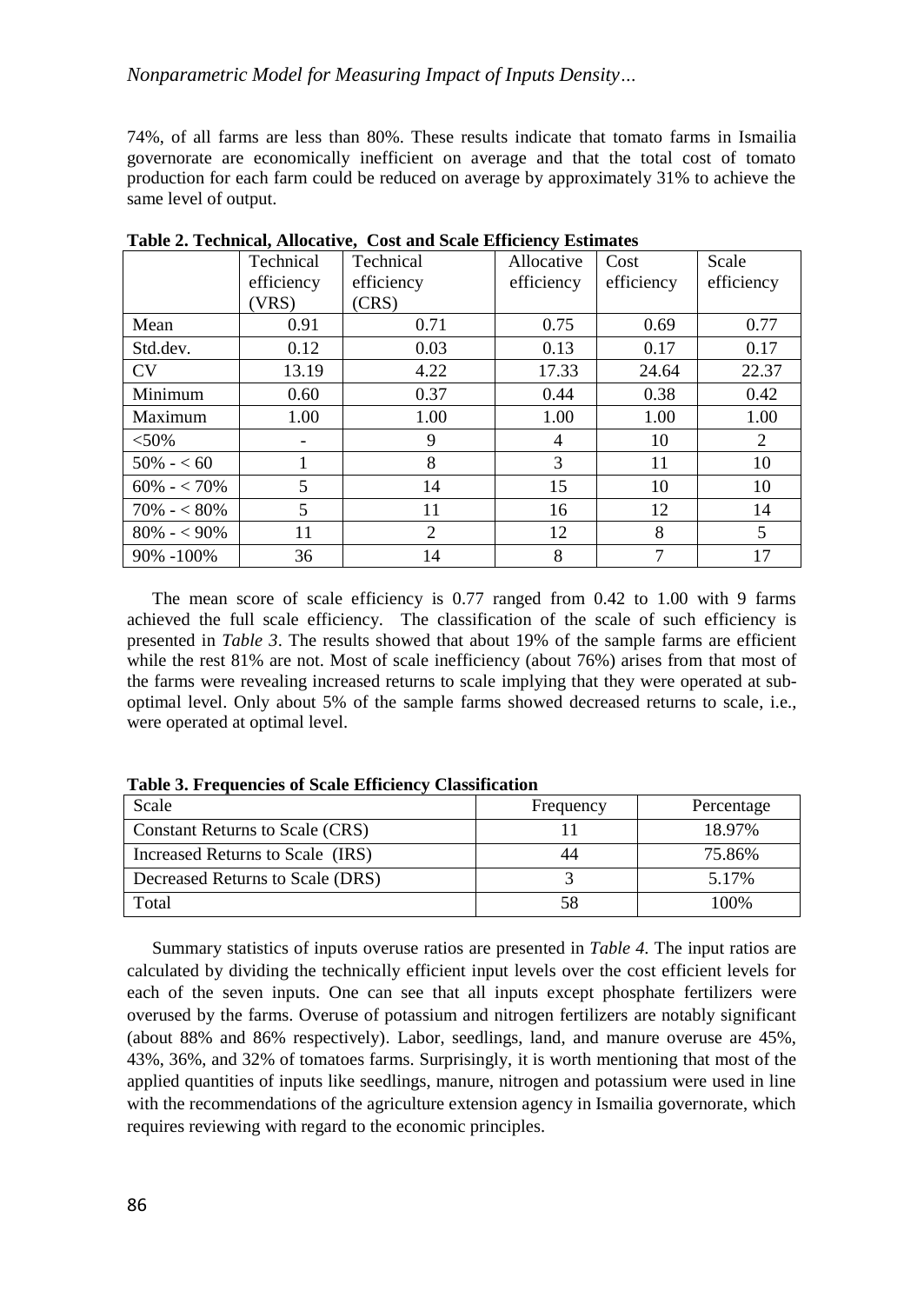74%, of all farms are less than 80%. These results indicate that tomato farms in Ismailia governorate are economically inefficient on average and that the total cost of tomato production for each farm could be reduced on average by approximately 31% to achieve the same level of output.

**Table 2. Technical, Allocative, Cost and Scale Efficiency Estimates**

| | Technical efficiency (VRS) | Technical efficiency (CRS) | Allocative efficiency | Cost efficiency | Scale efficiency |
|---|---|---|---|---|---|
| Mean | 0.91 | 0.71 | 0.75 | 0.69 | 0.77 |
| Std.dev. | 0.12 | 0.03 | 0.13 | 0.17 | 0.17 |
| CV | 13.19 | 4.22 | 17.33 | 24.64 | 22.37 |
| Minimum | 0.60 | 0.37 | 0.44 | 0.38 | 0.42 |
| Maximum | 1.00 | 1.00 | 1.00 | 1.00 | 1.00 |
| <50% | - | 9 | 4 | 10 | 2 |
| 50% - < 60 | 1 | 8 | 3 | 11 | 10 |
| 60% - < 70% | 5 | 14 | 15 | 10 | 10 |
| 70% - < 80% | 5 | 11 | 16 | 12 | 14 |
| 80% - < 90% | 11 | 2 | 12 | 8 | 5 |
| 90% -100% | 36 | 14 | 8 | 7 | 17 |

The mean score of scale efficiency is 0.77 ranged from 0.42 to 1.00 with 9 farms achieved the full scale efficiency. The classification of the scale of such efficiency is presented in *Table 3*. The results showed that about 19% of the sample farms are efficient while the rest 81% are not. Most of scale inefficiency (about 76%) arises from that most of the farms were revealing increased returns to scale implying that they were operated at sub-optimal level. Only about 5% of the sample farms showed decreased returns to scale, i.e., were operated at optimal level.

**Table 3. Frequencies of Scale Efficiency Classification**

| Scale | Frequency | Percentage |
|---|---|---|
| Constant Returns to Scale (CRS) | 11 | 18.97% |
| Increased Returns to Scale (IRS) | 44 | 75.86% |
| Decreased Returns to Scale (DRS) | 3 | 5.17% |
| Total | 58 | 100% |

Summary statistics of inputs overuse ratios are presented in *Table 4*. The input ratios are calculated by dividing the technically efficient input levels over the cost efficient levels for each of the seven inputs. One can see that all inputs except phosphate fertilizers were overused by the farms. Overuse of potassium and nitrogen fertilizers are notably significant (about 88% and 86% respectively). Labor, seedlings, land, and manure overuse are 45%, 43%, 36%, and 32% of tomatoes farms. Surprisingly, it is worth mentioning that most of the applied quantities of inputs like seedlings, manure, nitrogen and potassium were used in line with the recommendations of the agriculture extension agency in Ismailia governorate, which requires reviewing with regard to the economic principles.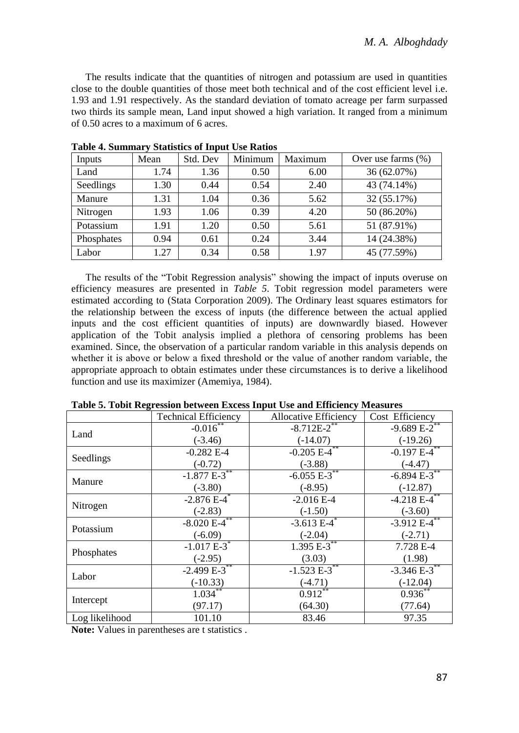The results indicate that the quantities of nitrogen and potassium are used in quantities close to the double quantities of those meet both technical and of the cost efficient level i.e. 1.93 and 1.91 respectively. As the standard deviation of tomato acreage per farm surpassed two thirds its sample mean, Land input showed a high variation. It ranged from a minimum of 0.50 acres to a maximum of 6 acres.

**Table 4. Summary Statistics of Input Use Ratios**

| Inputs | Mean | Std. Dev | Minimum | Maximum | Over use farms (%) |
|---|---|---|---|---|---|
| Land | 1.74 | 1.36 | 0.50 | 6.00 | 36 (62.07%) |
| Seedlings | 1.30 | 0.44 | 0.54 | 2.40 | 43 (74.14%) |
| Manure | 1.31 | 1.04 | 0.36 | 5.62 | 32 (55.17%) |
| Nitrogen | 1.93 | 1.06 | 0.39 | 4.20 | 50 (86.20%) |
| Potassium | 1.91 | 1.20 | 0.50 | 5.61 | 51 (87.91%) |
| Phosphates | 0.94 | 0.61 | 0.24 | 3.44 | 14 (24.38%) |
| Labor | 1.27 | 0.34 | 0.58 | 1.97 | 45 (77.59%) |

The results of the "Tobit Regression analysis" showing the impact of inputs overuse on efficiency measures are presented in *Table 5*. Tobit regression model parameters were estimated according to (Stata Corporation 2009). The Ordinary least squares estimators for the relationship between the excess of inputs (the difference between the actual applied inputs and the cost efficient quantities of inputs) are downwardly biased. However application of the Tobit analysis implied a plethora of censoring problems has been examined. Since, the observation of a particular random variable in this analysis depends on whether it is above or below a fixed threshold or the value of another random variable, the appropriate approach to obtain estimates under these circumstances is to derive a likelihood function and use its maximizer (Amemiya, 1984).

**Table 5. Tobit Regression between Excess Input Use and Efficiency Measures**

| | Technical Efficiency | Allocative Efficiency | Cost Efficiency |
|---|---|---|---|
| Land | -0.016** | -8.712E-2** | -9.689 E-2** |
| | (-3.46) | (-14.07) | (-19.26) |
| Seedlings | -0.282 E-4 | -0.205 E-4** | -0.197 E-4** |
| | (-0.72) | (-3.88) | (-4.47) |
| Manure | -1.877 E-3** | -6.055 E-3** | -6.894 E-3** |
| | (-3.80) | (-8.95) | (-12.87) |
| Nitrogen | -2.876 E-4* | -2.016 E-4 | -4.218 E-4** |
| | (-2.83) | (-1.50) | (-3.60) |
| Potassium | -8.020 E-4** | -3.613 E-4* | -3.912 E-4** |
| | (-6.09) | (-2.04) | (-2.71) |
| Phosphates | -1.017 E-3* | 1.395 E-3** | 7.728 E-4 |
| | (-2.95) | (3.03) | (1.98) |
| Labor | -2.499 E-3** | -1.523 E-3** | -3.346 E-3** |
| | (-10.33) | (-4.71) | (-12.04) |
| Intercept | 1.034** | 0.912** | 0.936** |
| | (97.17) | (64.30) | (77.64) |
| Log likelihood | 101.10 | 83.46 | 97.35 |

**Note:** Values in parentheses are t statistics .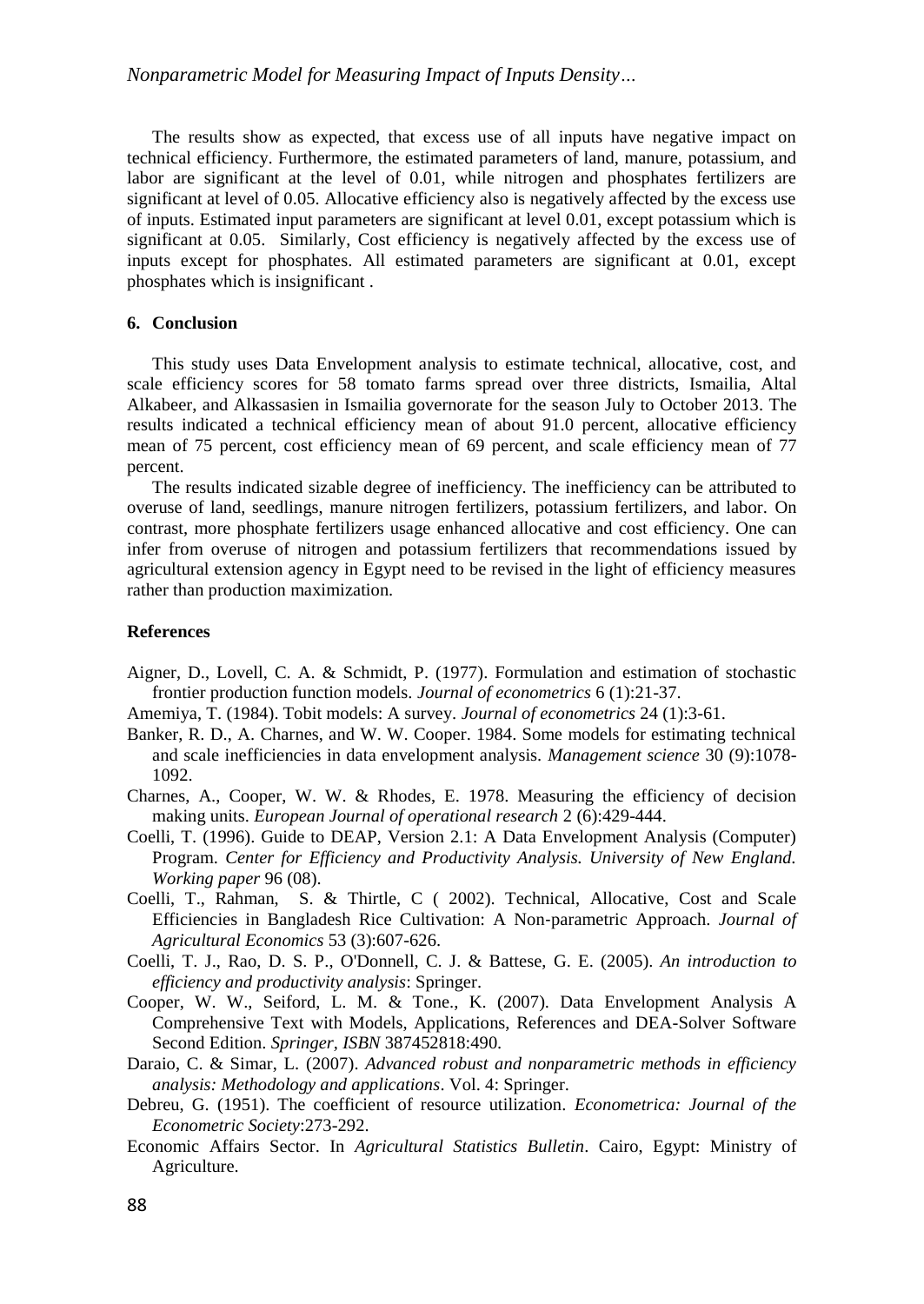The results show as expected, that excess use of all inputs have negative impact on technical efficiency. Furthermore, the estimated parameters of land, manure, potassium, and labor are significant at the level of 0.01, while nitrogen and phosphates fertilizers are significant at level of 0.05. Allocative efficiency also is negatively affected by the excess use of inputs. Estimated input parameters are significant at level 0.01, except potassium which is significant at 0.05. Similarly, Cost efficiency is negatively affected by the excess use of inputs except for phosphates. All estimated parameters are significant at 0.01, except phosphates which is insignificant .

## 6. Conclusion

This study uses Data Envelopment analysis to estimate technical, allocative, cost, and scale efficiency scores for 58 tomato farms spread over three districts, Ismailia, Altal Alkabeer, and Alkassasien in Ismailia governorate for the season July to October 2013. The results indicated a technical efficiency mean of about 91.0 percent, allocative efficiency mean of 75 percent, cost efficiency mean of 69 percent, and scale efficiency mean of 77 percent.

The results indicated sizable degree of inefficiency. The inefficiency can be attributed to overuse of land, seedlings, manure nitrogen fertilizers, potassium fertilizers, and labor. On contrast, more phosphate fertilizers usage enhanced allocative and cost efficiency. One can infer from overuse of nitrogen and potassium fertilizers that recommendations issued by agricultural extension agency in Egypt need to be revised in the light of efficiency measures rather than production maximization.

## References

Aigner, D., Lovell, C. A. & Schmidt, P. (1977). Formulation and estimation of stochastic frontier production function models. *Journal of econometrics* 6 (1):21-37.

Amemiya, T. (1984). Tobit models: A survey. *Journal of econometrics* 24 (1):3-61.

Banker, R. D., A. Charnes, and W. W. Cooper. 1984. Some models for estimating technical and scale inefficiencies in data envelopment analysis. *Management science* 30 (9):1078-1092.

Charnes, A., Cooper, W. W. & Rhodes, E. 1978. Measuring the efficiency of decision making units. *European Journal of operational research* 2 (6):429-444.

Coelli, T. (1996). Guide to DEAP, Version 2.1: A Data Envelopment Analysis (Computer) Program. *Center for Efficiency and Productivity Analysis. University of New England. Working paper* 96 (08).

Coelli, T., Rahman, S. & Thirtle, C ( 2002). Technical, Allocative, Cost and Scale Efficiencies in Bangladesh Rice Cultivation: A Non-parametric Approach. *Journal of Agricultural Economics* 53 (3):607-626.

Coelli, T. J., Rao, D. S. P., O'Donnell, C. J. & Battese, G. E. (2005). *An introduction to efficiency and productivity analysis*: Springer.

Cooper, W. W., Seiford, L. M. & Tone., K. (2007). Data Envelopment Analysis A Comprehensive Text with Models, Applications, References and DEA-Solver Software Second Edition. *Springer, ISBN* 387452818:490.

Daraio, C. & Simar, L. (2007). *Advanced robust and nonparametric methods in efficiency analysis: Methodology and applications*. Vol. 4: Springer.

Debreu, G. (1951). The coefficient of resource utilization. *Econometrica: Journal of the Econometric Society*:273-292.

Economic Affairs Sector. In *Agricultural Statistics Bulletin*. Cairo, Egypt: Ministry of Agriculture.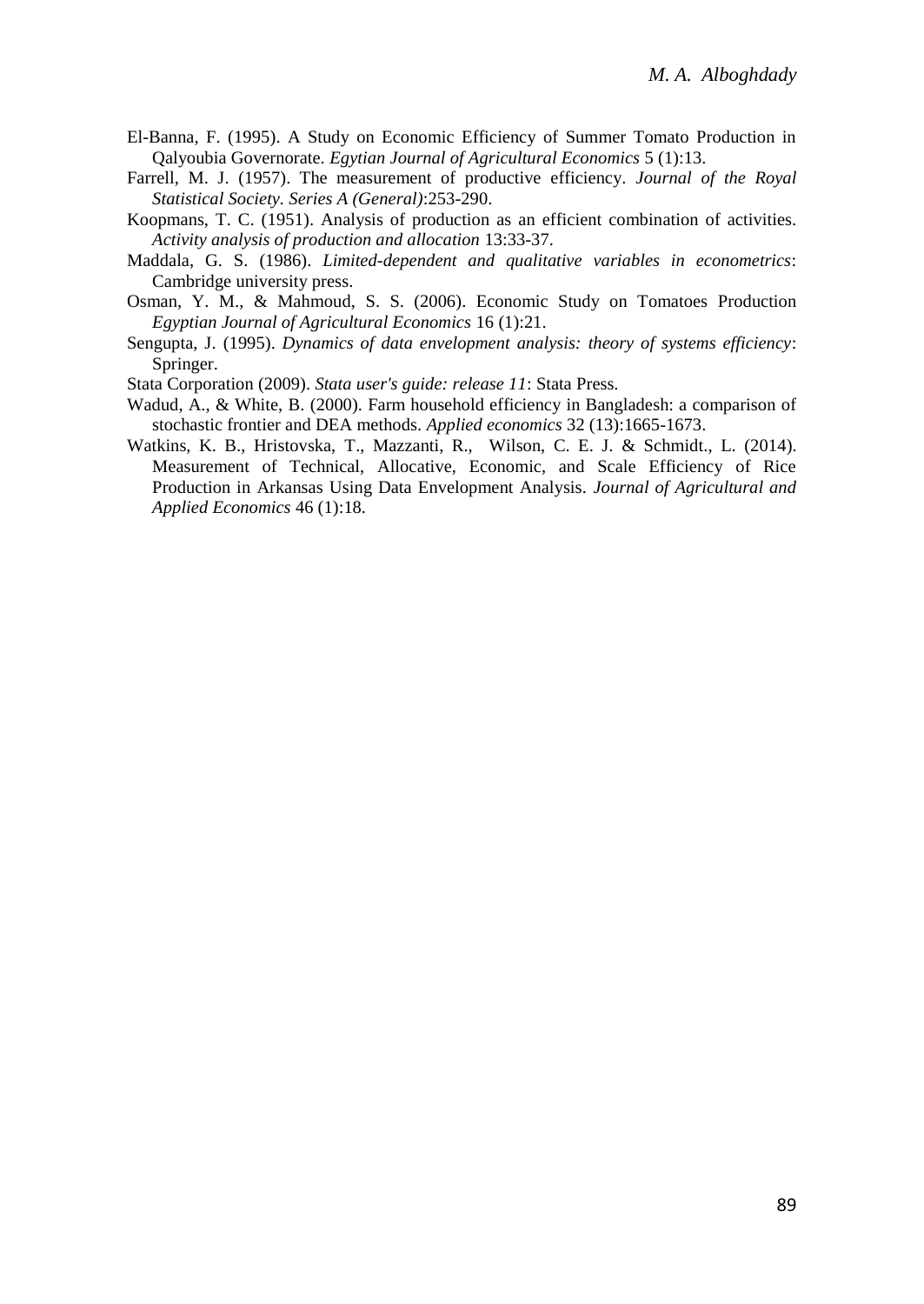El-Banna, F. (1995). A Study on Economic Efficiency of Summer Tomato Production in Qalyoubia Governorate. *Egytian Journal of Agricultural Economics* 5 (1):13.

Farrell, M. J. (1957). The measurement of productive efficiency. *Journal of the Royal Statistical Society. Series A (General)*:253-290.

Koopmans, T. C. (1951). Analysis of production as an efficient combination of activities. *Activity analysis of production and allocation* 13:33-37.

Maddala, G. S. (1986). *Limited-dependent and qualitative variables in econometrics*: Cambridge university press.

Osman, Y. M., & Mahmoud, S. S. (2006). Economic Study on Tomatoes Production *Egyptian Journal of Agricultural Economics* 16 (1):21.

Sengupta, J. (1995). *Dynamics of data envelopment analysis: theory of systems efficiency*: Springer.

Stata Corporation (2009). *Stata user's guide: release 11*: Stata Press.

Wadud, A., & White, B. (2000). Farm household efficiency in Bangladesh: a comparison of stochastic frontier and DEA methods. *Applied economics* 32 (13):1665-1673.

Watkins, K. B., Hristovska, T., Mazzanti, R., Wilson, C. E. J. & Schmidt., L. (2014). Measurement of Technical, Allocative, Economic, and Scale Efficiency of Rice Production in Arkansas Using Data Envelopment Analysis. *Journal of Agricultural and Applied Economics* 46 (1):18.